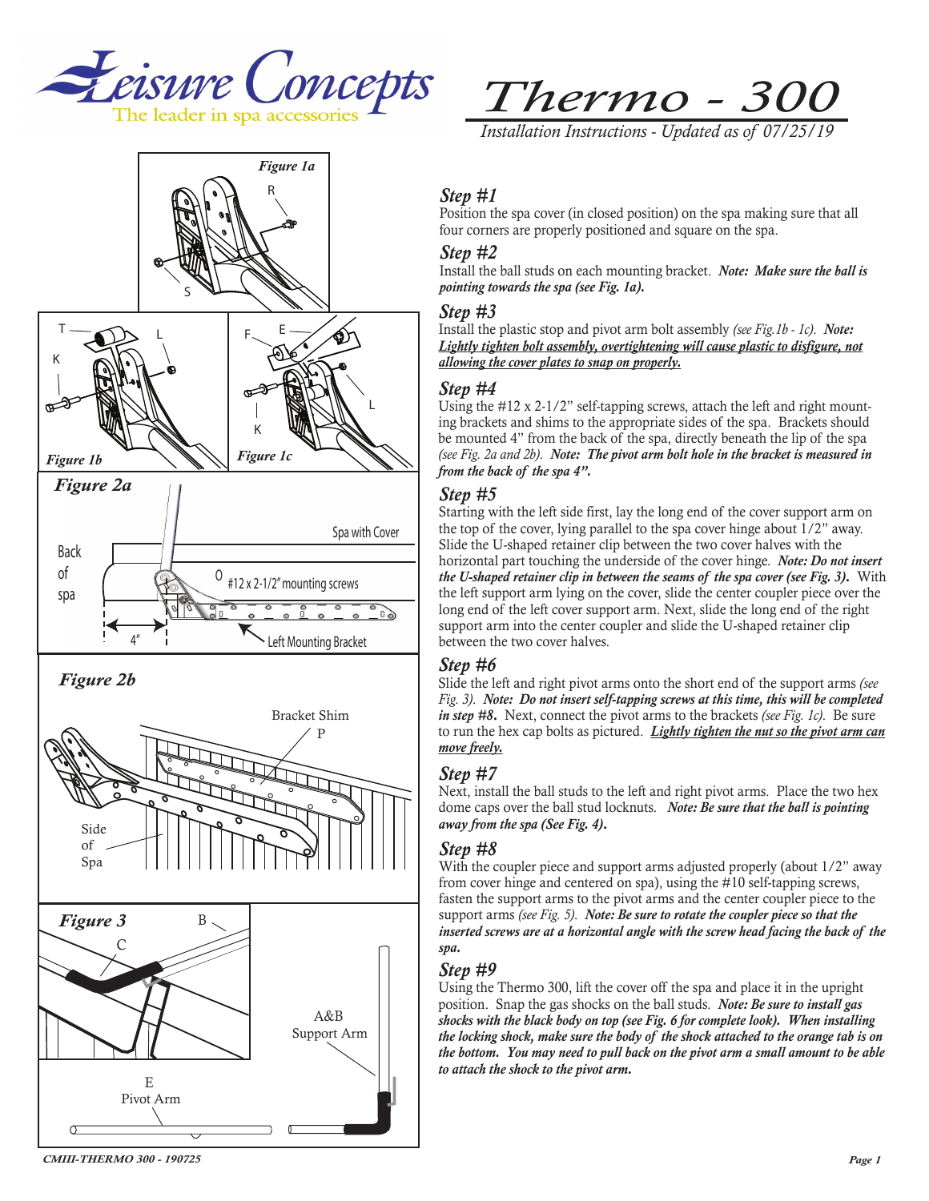# Leisure Concepts

The leader in spa accessories

# Thermo - 300

*Installation Instructions - Updated as of 07/25/19*

Figure 1a

Figure 1b

Figure 1c

Figure 2a

Figure 2b

Figure 3

### *Step #1*

Position the spa cover (in closed position) on the spa making sure that all four corners are properly positioned and square on the spa.

### *Step #2*

Install the ball studs on each mounting bracket. ***Note: Make sure the ball is pointing towards the spa (see Fig. 1a).***

### *Step #3*

Install the plastic stop and pivot arm bolt assembly *(see Fig.1b - 1c).* ***Note: <u>Lightly tighten bolt assembly, overtightening will cause plastic to disfigure, not allowing the cover plates to snap on properly.</u>***

### *Step #4*

Using the #12 x 2-1/2" self-tapping screws, attach the left and right mounting brackets and shims to the appropriate sides of the spa. Brackets should be mounted 4" from the back of the spa, directly beneath the lip of the spa *(see Fig. 2a and 2b).* ***Note: The pivot arm bolt hole in the bracket is measured in from the back of the spa 4".***

### *Step #5*

Starting with the left side first, lay the long end of the cover support arm on the top of the cover, lying parallel to the spa cover hinge about 1/2" away. Slide the U-shaped retainer clip between the two cover halves with the horizontal part touching the underside of the cover hinge. ***Note: Do not insert the U-shaped retainer clip in between the seams of the spa cover (see Fig. 3).*** With the left support arm lying on the cover, slide the center coupler piece over the long end of the left cover support arm. Next, slide the long end of the right support arm into the center coupler and slide the U-shaped retainer clip between the two cover halves.

### *Step #6*

Slide the left and right pivot arms onto the short end of the support arms *(see Fig. 3).* ***Note: Do not insert self-tapping screws at this time, this will be completed in step #8.*** Next, connect the pivot arms to the brackets *(see Fig. 1c).* Be sure to run the hex cap bolts as pictured. ***<u>Lightly tighten the nut so the pivot arm can move freely.</u>***

### *Step #7*

Next, install the ball studs to the left and right pivot arms. Place the two hex dome caps over the ball stud locknuts. ***Note: Be sure that the ball is pointing away from the spa (See Fig. 4).***

### *Step #8*

With the coupler piece and support arms adjusted properly (about 1/2" away from cover hinge and centered on spa), using the #10 self-tapping screws, fasten the support arms to the pivot arms and the center coupler piece to the support arms *(see Fig. 5).* ***Note: Be sure to rotate the coupler piece so that the inserted screws are at a horizontal angle with the screw head facing the back of the spa.***

### *Step #9*

Using the Thermo 300, lift the cover off the spa and place it in the upright position. Snap the gas shocks on the ball studs. ***Note: Be sure to install gas shocks with the black body on top (see Fig. 6 for complete look). When installing the locking shock, make sure the body of the shock attached to the orange tab is on the bottom. You may need to pull back on the pivot arm a small amount to be able to attach the shock to the pivot arm.***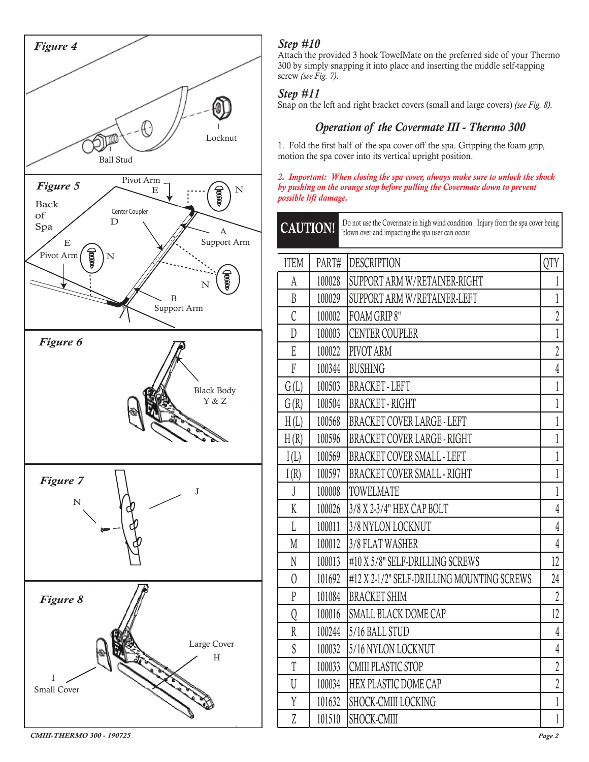*Figure 4*

Ball Stud

Locknut

*Figure 5*

Back of Spa

Pivot Arm E

Center Coupler D

A Support Arm

E Pivot Arm

N

N

N

B Support Arm

*Figure 6*

Black Body Y & Z

*Figure 7*

N

J

*Figure 8*

Large Cover H

I Small Cover

### *Step #10*

Attach the provided 3 hook TowelMate on the preferred side of your Thermo 300 by simply snapping it into place and inserting the middle self-tapping screw *(see Fig. 7)*.

### *Step #11*

Snap on the left and right bracket covers (small and large covers) *(see Fig. 8)*.

## *Operation of the Covermate III - Thermo 300*

1. Fold the first half of the spa cover off the spa. Gripping the foam grip, motion the spa cover into its vertical upright position.

***2. Important: When closing the spa cover, always make sure to unlock the shock by pushing on the orange stop before pulling the Covermate down to prevent possible lift damage.***

**CAUTION!** Do not use the Covermate in high wind condition. Injury from the spa cover being blown over and impacting the spa user can occur.

| ITEM | PART# | DESCRIPTION | QTY |
|---|---|---|---|
| A | 100028 | SUPPORT ARM W/RETAINER-RIGHT | 1 |
| B | 100029 | SUPPORT ARM W/RETAINER-LEFT | 1 |
| C | 100002 | FOAM GRIP 8" | 2 |
| D | 100003 | CENTER COUPLER | 1 |
| E | 100022 | PIVOT ARM | 2 |
| F | 100344 | BUSHING | 4 |
| G (L) | 100503 | BRACKET - LEFT | 1 |
| G (R) | 100504 | BRACKET - RIGHT | 1 |
| H (L) | 100568 | BRACKET COVER LARGE - LEFT | 1 |
| H (R) | 100596 | BRACKET COVER LARGE - RIGHT | 1 |
| I (L) | 100569 | BRACKET COVER SMALL - LEFT | 1 |
| I (R) | 100597 | BRACKET COVER SMALL - RIGHT | 1 |
| J | 100008 | TOWELMATE | 1 |
| K | 100026 | 3/8 X 2-3/4" HEX CAP BOLT | 4 |
| L | 100011 | 3/8 NYLON LOCKNUT | 4 |
| M | 100012 | 3/8 FLAT WASHER | 4 |
| N | 100013 | #10 X 5/8" SELF-DRILLING SCREWS | 12 |
| O | 101692 | #12 X 2-1/2" SELF-DRILLING MOUNTING SCREWS | 24 |
| P | 101084 | BRACKET SHIM | 2 |
| Q | 100016 | SMALL BLACK DOME CAP | 12 |
| R | 100244 | 5/16 BALL STUD | 4 |
| S | 100032 | 5/16 NYLON LOCKNUT | 4 |
| T | 100033 | CMIII PLASTIC STOP | 2 |
| U | 100034 | HEX PLASTIC DOME CAP | 2 |
| Y | 101632 | SHOCK-CMIII LOCKING | 1 |
| Z | 101510 | SHOCK-CMIII | 1 |